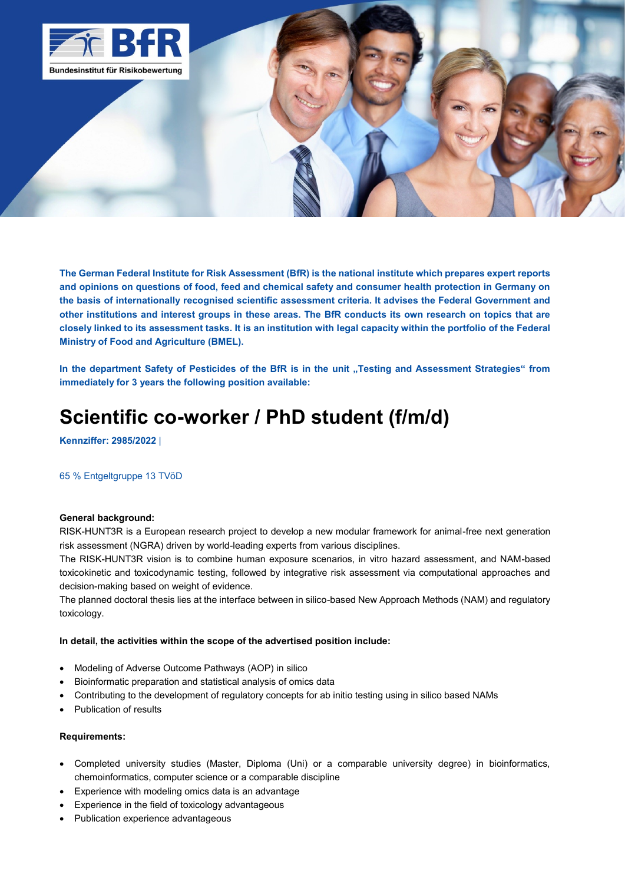**The German Federal Institute for Risk Assessment (BfR) is the national institute which prepares expert reports and opinions on questions of food, feed and chemical safety and consumer health protection in Germany on the basis of internationally recognised scientific assessment criteria. It advises the Federal Government and other institutions and interest groups in these areas. The BfR conducts its own research on topics that are closely linked to its assessment tasks. It is an institution with legal capacity within the portfolio of the Federal Ministry of Food and Agriculture (BMEL).**

**In the department Safety of Pesticides of the BfR is in the unit „Testing and Assessment Strategies“ from immediately for 3 years the following position available:**

# Scientific co-worker / PhD student (f/m/d)

**Kennziffer: 2985/2022** |

65 % Entgeltgruppe 13 TVöD

**General background:**

RISK-HUNT3R is a European research project to develop a new modular framework for animal-free next generation risk assessment (NGRA) driven by world-leading experts from various disciplines.

The RISK-HUNT3R vision is to combine human exposure scenarios, in vitro hazard assessment, and NAM-based toxicokinetic and toxicodynamic testing, followed by integrative risk assessment via computational approaches and decision-making based on weight of evidence.

The planned doctoral thesis lies at the interface between in silico-based New Approach Methods (NAM) and regulatory toxicology.

**In detail, the activities within the scope of the advertised position include:**

- Modeling of Adverse Outcome Pathways (AOP) in silico
- Bioinformatic preparation and statistical analysis of omics data
- Contributing to the development of regulatory concepts for ab initio testing using in silico based NAMs
- Publication of results

**Requirements:**

- Completed university studies (Master, Diploma (Uni) or a comparable university degree) in bioinformatics, chemoinformatics, computer science or a comparable discipline
- Experience with modeling omics data is an advantage
- Experience in the field of toxicology advantageous
- Publication experience advantageous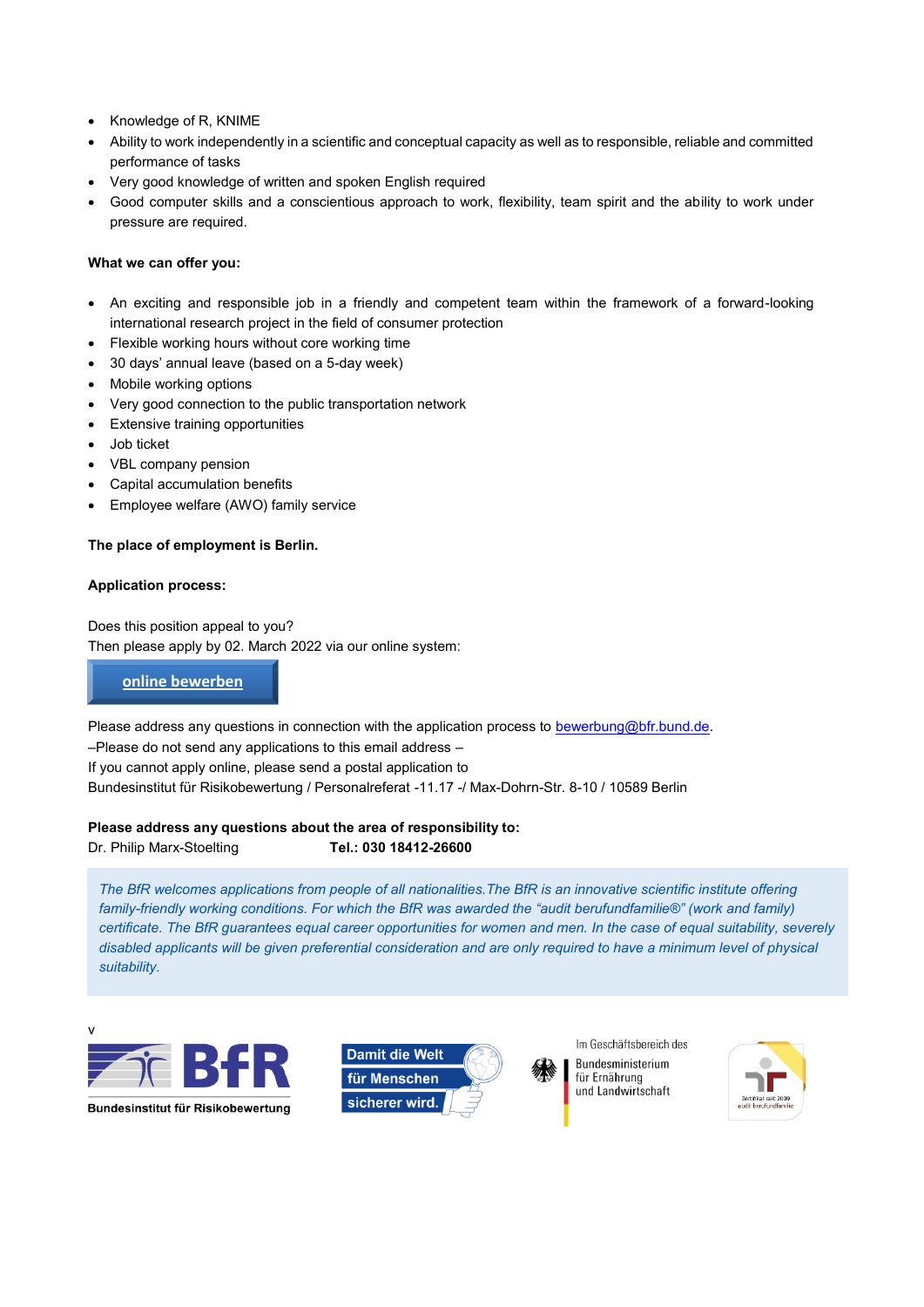- Knowledge of R, KNIME
- Ability to work independently in a scientific and conceptual capacity as well as to responsible, reliable and committed performance of tasks
- Very good knowledge of written and spoken English required
- Good computer skills and a conscientious approach to work, flexibility, team spirit and the ability to work under pressure are required.

**What we can offer you:**

- An exciting and responsible job in a friendly and competent team within the framework of a forward-looking international research project in the field of consumer protection
- Flexible working hours without core working time
- 30 days' annual leave (based on a 5-day week)
- Mobile working options
- Very good connection to the public transportation network
- Extensive training opportunities
- Job ticket
- VBL company pension
- Capital accumulation benefits
- Employee welfare (AWO) family service

**The place of employment is Berlin.**

**Application process:**

Does this position appeal to you?
Then please apply by 02. March 2022 via our online system:

**online bewerben**

Please address any questions in connection with the application process to bewerbung@bfr.bund.de.
–Please do not send any applications to this email address –
If you cannot apply online, please send a postal application to
Bundesinstitut für Risikobewertung / Personalreferat -11.17 -/ Max-Dohrn-Str. 8-10 / 10589 Berlin

**Please address any questions about the area of responsibility to:**
Dr. Philip Marx-Stoelting **Tel.: 030 18412-26600**

*The BfR welcomes applications from people of all nationalities.The BfR is an innovative scientific institute offering family-friendly working conditions. For which the BfR was awarded the "audit berufundfamilie®" (work and family) certificate. The BfR guarantees equal career opportunities for women and men. In the case of equal suitability, severely disabled applicants will be given preferential consideration and are only required to have a minimum level of physical suitability.*

v

Bundesinstitut für Risikobewertung

Damit die Welt für Menschen sicherer wird.

Im Geschäftsbereich des Bundesministerium für Ernährung und Landwirtschaft

Zertifikat seit 2009 audit berufundfamilie